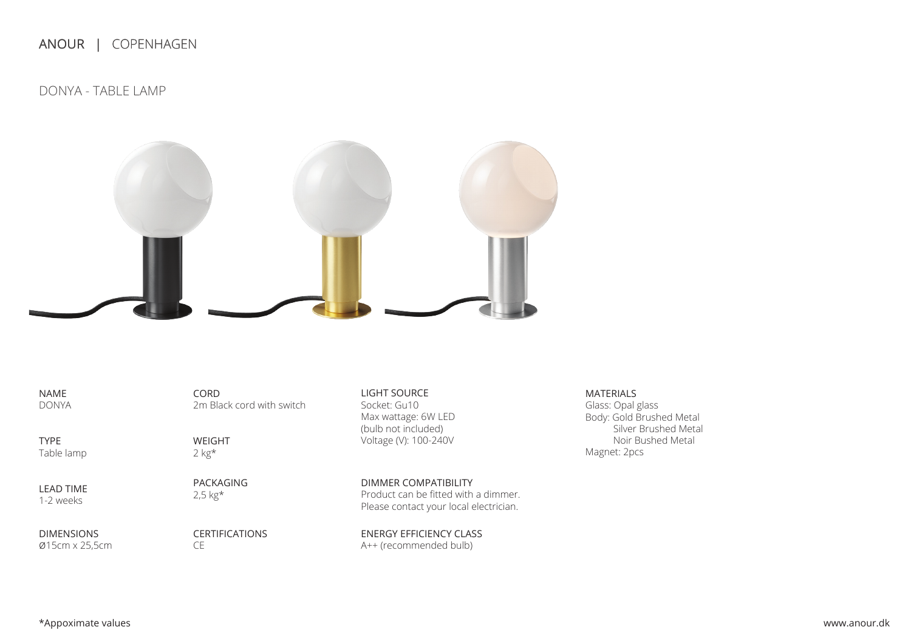ANOUR | COPENHAGEN

# DONYA - TABLE LAMP

NAME
DONYA

TYPE
Table lamp

LEAD TIME
1-2 weeks

DIMENSIONS
Ø15cm x 25,5cm

CORD
2m Black cord with switch

WEIGHT
2 kg*

PACKAGING
2,5 kg*

CERTIFICATIONS
CE

LIGHT SOURCE
Socket: Gu10
Max wattage: 6W LED
(bulb not included)
Voltage (V): 100-240V

DIMMER COMPATIBILITY
Product can be fitted with a dimmer.
Please contact your local electrician.

ENERGY EFFICIENCY CLASS
A++ (recommended bulb)

MATERIALS
Glass: Opal glass
Body: Gold Brushed Metal
Silver Brushed Metal
Noir Bushed Metal
Magnet: 2pcs

*Appoximate values

www.anour.dk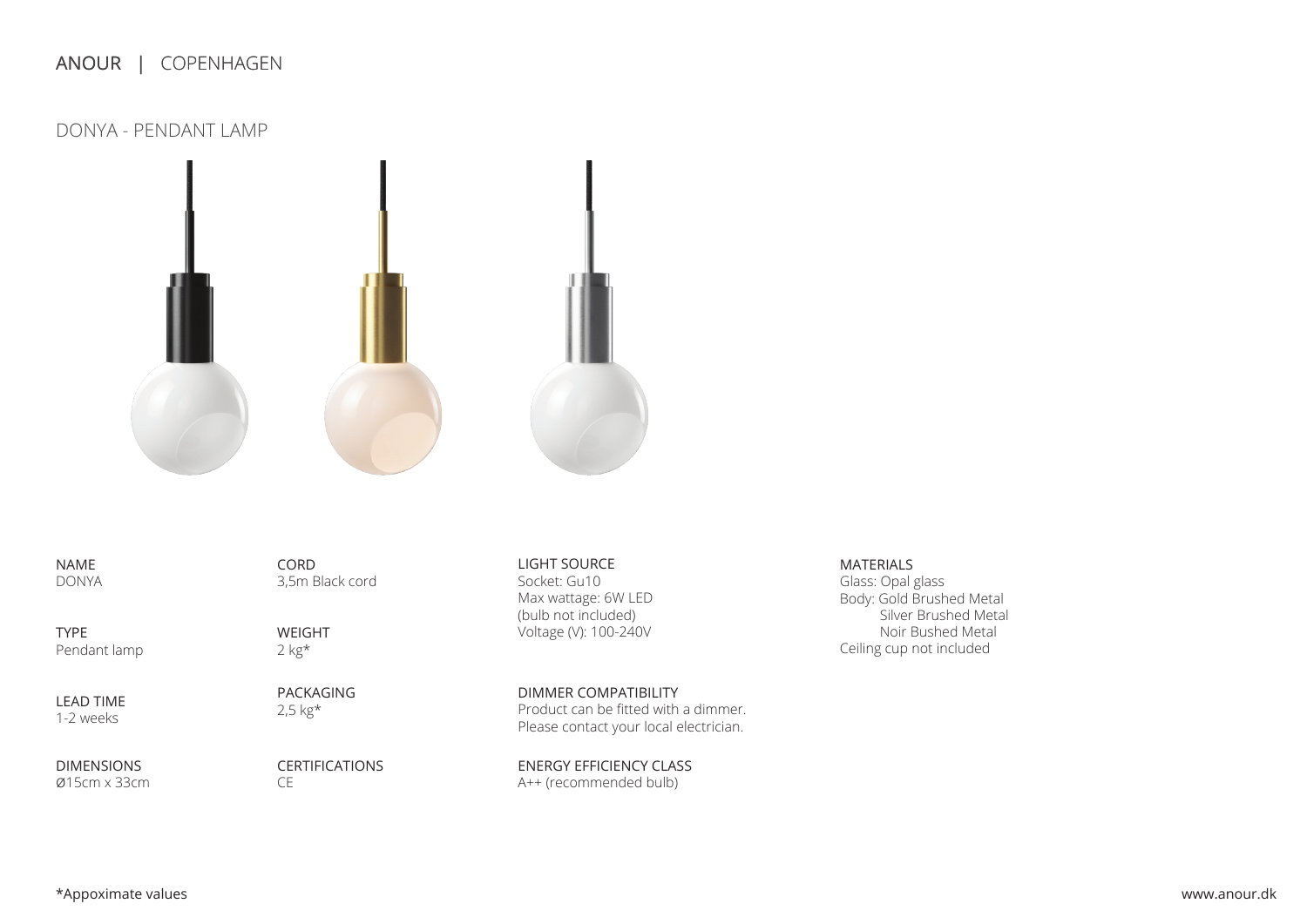ANOUR | COPENHAGEN

## DONYA - PENDANT LAMP

NAME
DONYA

TYPE
Pendant lamp

LEAD TIME
1-2 weeks

DIMENSIONS
Ø15cm x 33cm

CORD
3,5m Black cord

WEIGHT
2 kg*

PACKAGING
2,5 kg*

CERTIFICATIONS
CE

LIGHT SOURCE
Socket: Gu10
Max wattage: 6W LED
(bulb not included)
Voltage (V): 100-240V

DIMMER COMPATIBILITY
Product can be fitted with a dimmer.
Please contact your local electrician.

ENERGY EFFICIENCY CLASS
A++ (recommended bulb)

MATERIALS
Glass: Opal glass
Body: Gold Brushed Metal
Silver Brushed Metal
Noir Bushed Metal
Ceiling cup not included

*Appoximate values

www.anour.dk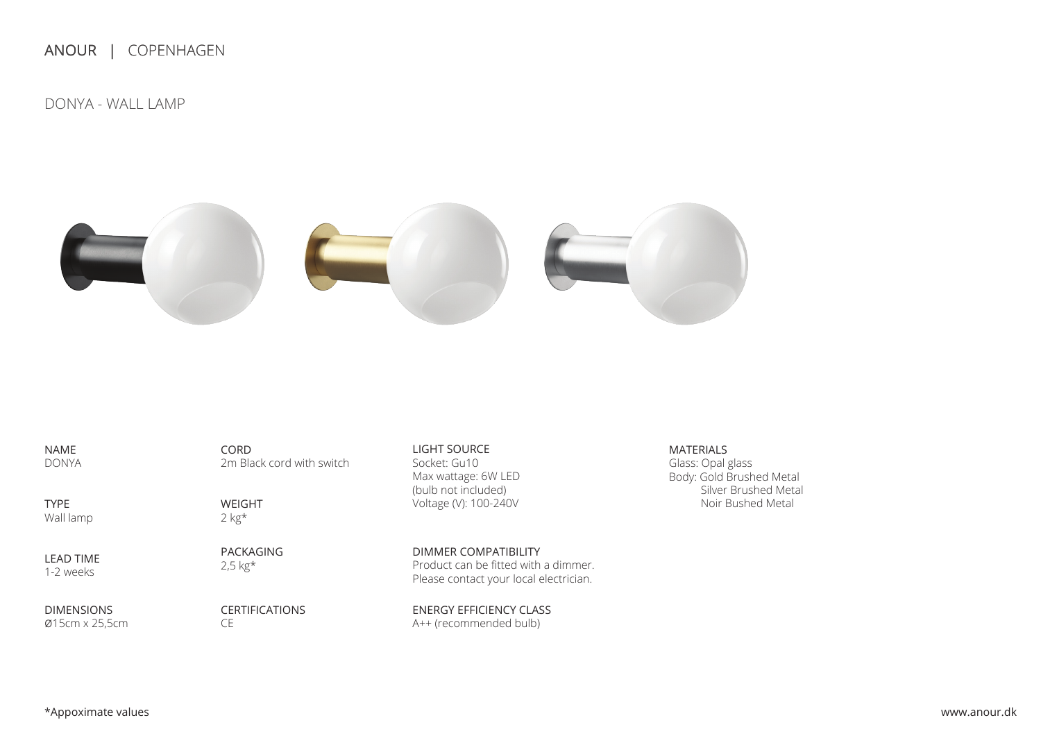ANOUR | COPENHAGEN

# DONYA - WALL LAMP

NAME
DONYA

TYPE
Wall lamp

LEAD TIME
1-2 weeks

DIMENSIONS
Ø15cm x 25,5cm

CORD
2m Black cord with switch

WEIGHT
2 kg*

PACKAGING
2,5 kg*

CERTIFICATIONS
CE

LIGHT SOURCE
Socket: Gu10
Max wattage: 6W LED
(bulb not included)
Voltage (V): 100-240V

DIMMER COMPATIBILITY
Product can be fitted with a dimmer.
Please contact your local electrician.

ENERGY EFFICIENCY CLASS
A++ (recommended bulb)

MATERIALS
Glass: Opal glass
Body: Gold Brushed Metal
Silver Brushed Metal
Noir Bushed Metal

*Appoximate values

www.anour.dk